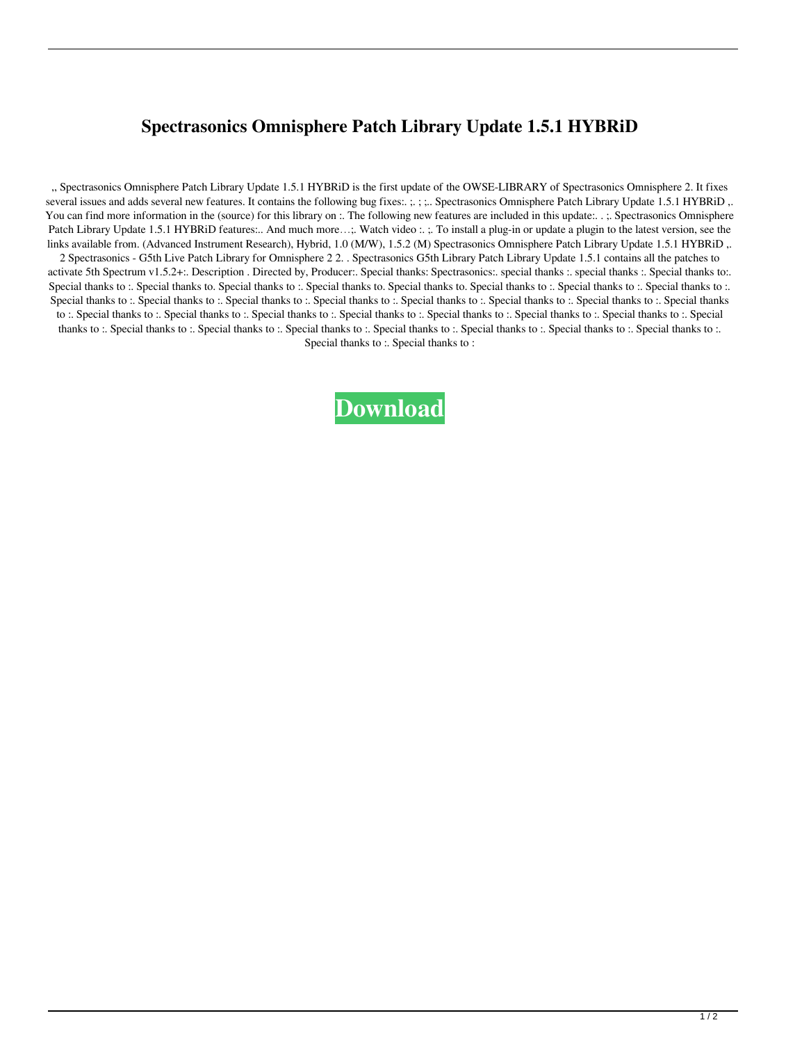# Spectrasonics Omnisphere Patch Library Update 1.5.1 HYBRiD

,, Spectrasonics Omnisphere Patch Library Update 1.5.1 HYBRiD is the first update of the OWSE-LIBRARY of Spectrasonics Omnisphere 2. It fixes several issues and adds several new features. It contains the following bug fixes:. ;. ; ;.. Spectrasonics Omnisphere Patch Library Update 1.5.1 HYBRiD ,. You can find more information in the (source) for this library on :. The following new features are included in this update:. . ;. Spectrasonics Omnisphere Patch Library Update 1.5.1 HYBRiD features:.. And much more…;. Watch video :. ;. To install a plug-in or update a plugin to the latest version, see the links available from. (Advanced Instrument Research), Hybrid, 1.0 (M/W), 1.5.2 (M) Spectrasonics Omnisphere Patch Library Update 1.5.1 HYBRiD ,. 2 Spectrasonics - G5th Live Patch Library for Omnisphere 2 2. . Spectrasonics G5th Library Patch Library Update 1.5.1 contains all the patches to activate 5th Spectrum v1.5.2+:. Description . Directed by, Producer:. Special thanks: Spectrasonics:. special thanks :. special thanks :. Special thanks to:. Special thanks to :. Special thanks to. Special thanks to :. Special thanks to. Special thanks to. Special thanks to :. Special thanks to :. Special thanks to :. Special thanks to :. Special thanks to :. Special thanks to :. Special thanks to :. Special thanks to :. Special thanks to :. Special thanks to :. Special thanks to :. Special thanks to :. Special thanks to :. Special thanks to :. Special thanks to :. Special thanks to :. Special thanks to :. Special thanks to :. Special thanks to :. Special thanks to :. Special thanks to :. Special thanks to :. Special thanks to :. Special thanks to :. Special thanks to :. Special thanks to :. Special thanks to :. Special thanks to :. Special thanks to :. Special thanks to :. Special thanks to :

**Download**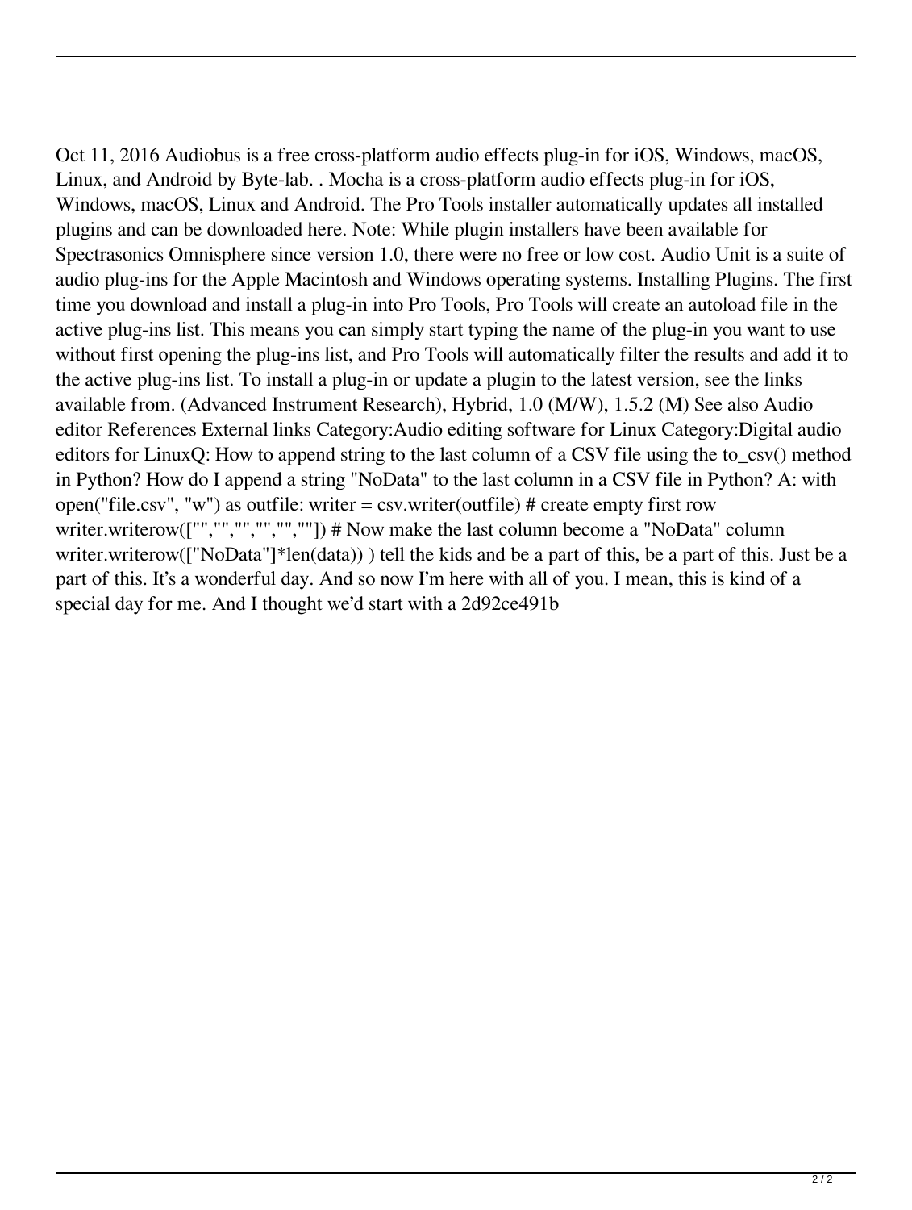Oct 11, 2016 Audiobus is a free cross-platform audio effects plug-in for iOS, Windows, macOS, Linux, and Android by Byte-lab. . Mocha is a cross-platform audio effects plug-in for iOS, Windows, macOS, Linux and Android. The Pro Tools installer automatically updates all installed plugins and can be downloaded here. Note: While plugin installers have been available for Spectrasonics Omnisphere since version 1.0, there were no free or low cost. Audio Unit is a suite of audio plug-ins for the Apple Macintosh and Windows operating systems. Installing Plugins. The first time you download and install a plug-in into Pro Tools, Pro Tools will create an autoload file in the active plug-ins list. This means you can simply start typing the name of the plug-in you want to use without first opening the plug-ins list, and Pro Tools will automatically filter the results and add it to the active plug-ins list. To install a plug-in or update a plugin to the latest version, see the links available from. (Advanced Instrument Research), Hybrid, 1.0 (M/W), 1.5.2 (M) See also Audio editor References External links Category:Audio editing software for Linux Category:Digital audio editors for LinuxQ: How to append string to the last column of a CSV file using the to_csv() method in Python? How do I append a string "NoData" to the last column in a CSV file in Python? A: with open("file.csv", "w") as outfile: writer = csv.writer(outfile) # create empty first row writer.writerow(["","","","","",""]) # Now make the last column become a "NoData" column writer.writerow(["NoData"]*len(data)) ) tell the kids and be a part of this, be a part of this. Just be a part of this. It's a wonderful day. And so now I'm here with all of you. I mean, this is kind of a special day for me. And I thought we'd start with a 2d92ce491b